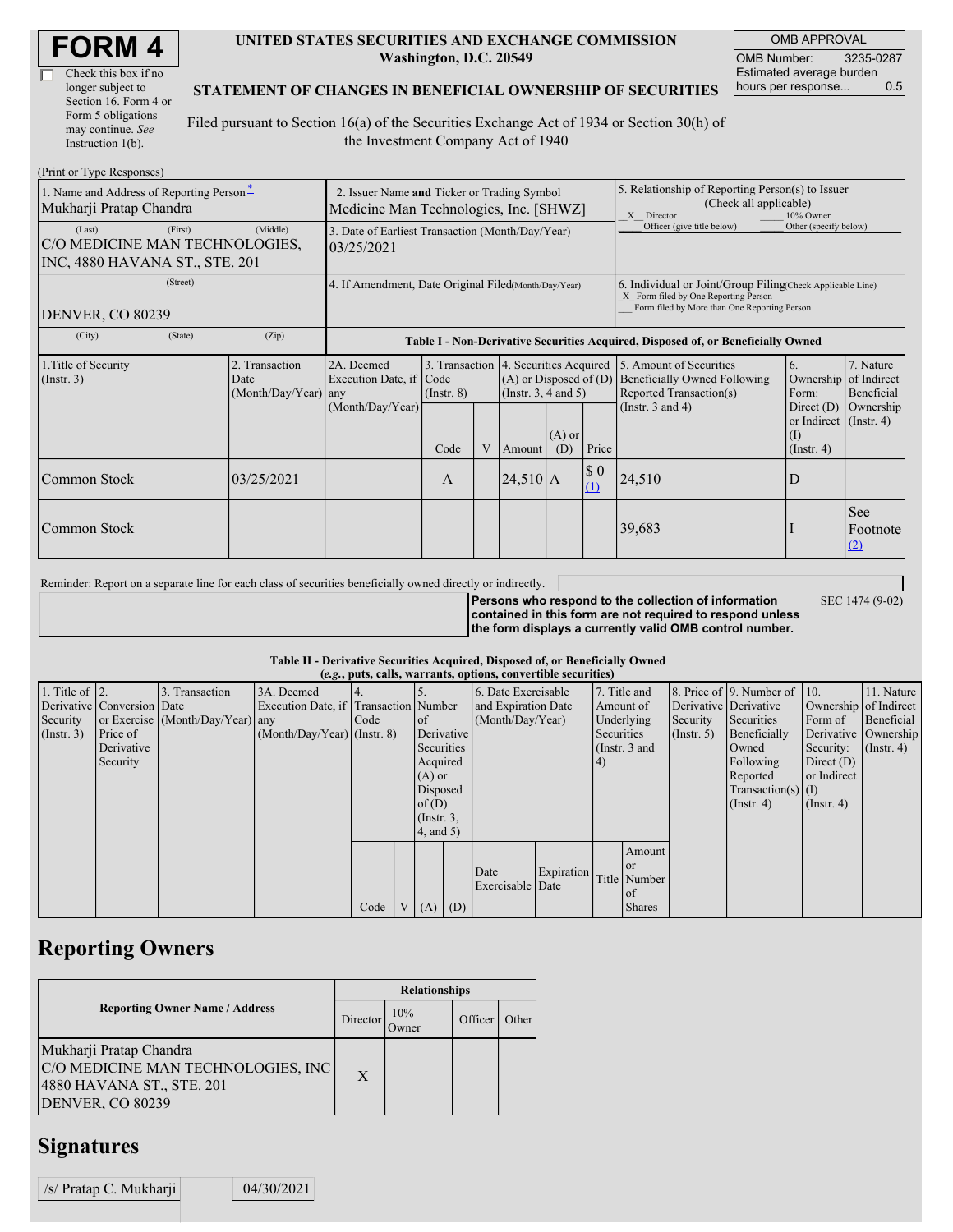# FORM 4

☐ Check this box if no longer subject to Section 16. Form 4 or Form 5 obligations may continue. *See* Instruction 1(b).

**UNITED STATES SECURITIES AND EXCHANGE COMMISSION**
**Washington, D.C. 20549**

**STATEMENT OF CHANGES IN BENEFICIAL OWNERSHIP OF SECURITIES**

Filed pursuant to Section 16(a) of the Securities Exchange Act of 1934 or Section 30(h) of the Investment Company Act of 1940

| OMB APPROVAL | |
|---|---|
| OMB Number: | 3235-0287 |
| Estimated average burden hours per response... | 0.5 |

(Print or Type Responses)

| 1. Name and Address of Reporting Person * | 2. Issuer Name **and** Ticker or Trading Symbol | 5. Relationship of Reporting Person(s) to Issuer (Check all applicable) |
|---|---|---|
| Mukharji Pratap Chandra | Medicine Man Technologies, Inc. [SHWZ] | _X_ Director ___ 10% Owner ___ Officer (give title below) ___ Other (specify below) |
| (Last) (First) (Middle) C/O MEDICINE MAN TECHNOLOGIES, INC, 4880 HAVANA ST., STE. 201 | 3. Date of Earliest Transaction (Month/Day/Year) 03/25/2021 | |
| (Street) DENVER, CO 80239 | 4. If Amendment, Date Original Filed (Month/Day/Year) | 6. Individual or Joint/Group Filing (Check Applicable Line) _X_ Form filed by One Reporting Person ___ Form filed by More than One Reporting Person |
| (City) (State) (Zip) | | |

**Table I - Non-Derivative Securities Acquired, Disposed of, or Beneficially Owned**

| 1.Title of Security (Instr. 3) | 2. Transaction Date (Month/Day/Year) | 2A. Deemed Execution Date, if any (Month/Day/Year) | 3. Transaction Code (Instr. 8) | | 4. Securities Acquired (A) or Disposed of (D) (Instr. 3, 4 and 5) | | | 5. Amount of Securities Beneficially Owned Following Reported Transaction(s) (Instr. 3 and 4) | 6. Ownership Form: Direct (D) or Indirect (I) (Instr. 4) | 7. Nature of Indirect Beneficial Ownership (Instr. 4) |
|---|---|---|---|---|---|---|---|---|---|---|
| | | | Code | V | Amount | (A) or (D) | Price | | | |
| Common Stock | 03/25/2021 | | A | | 24,510 | A | $ 0 (1) | 24,510 | D | |
| Common Stock | | | | | | | | 39,683 | I | See Footnote (2) |

Reminder: Report on a separate line for each class of securities beneficially owned directly or indirectly.

**Persons who respond to the collection of information contained in this form are not required to respond unless the form displays a currently valid OMB control number.** SEC 1474 (9-02)

**Table II - Derivative Securities Acquired, Disposed of, or Beneficially Owned**
***(e.g., puts, calls, warrants, options, convertible securities)***

| 1. Title of Derivative Security (Instr. 3) | 2. Conversion or Exercise Price of Derivative Security | 3. Transaction Date (Month/Day/Year) | 3A. Deemed Execution Date, if any (Month/Day/Year) | 4. Transaction Code (Instr. 8) | | 5. Number of Derivative Securities Acquired (A) or Disposed of (D) (Instr. 3, 4, and 5) | | 6. Date Exercisable and Expiration Date (Month/Day/Year) | | 7. Title and Amount of Underlying Securities (Instr. 3 and 4) | | 8. Price of Derivative Security (Instr. 5) | 9. Number of Derivative Securities Beneficially Owned Following Reported Transaction(s) (Instr. 4) | 10. Ownership Form of Derivative Security: Direct (D) or Indirect (I) (Instr. 4) | 11. Nature of Indirect Beneficial Ownership (Instr. 4) |
|---|---|---|---|---|---|---|---|---|---|---|---|---|---|---|---|
| | | | | Code | V | (A) | (D) | Date Exercisable | Expiration Date | Title | Amount or Number of Shares | | | | |

## Reporting Owners

| Reporting Owner Name / Address | Relationships | | | |
|---|---|---|---|---|
| | Director | 10% Owner | Officer | Other |
| Mukharji Pratap Chandra C/O MEDICINE MAN TECHNOLOGIES, INC 4880 HAVANA ST., STE. 201 DENVER, CO 80239 | X | | | |

## Signatures

| /s/ Pratap C. Mukharji | | 04/30/2021 |
|---|---|---|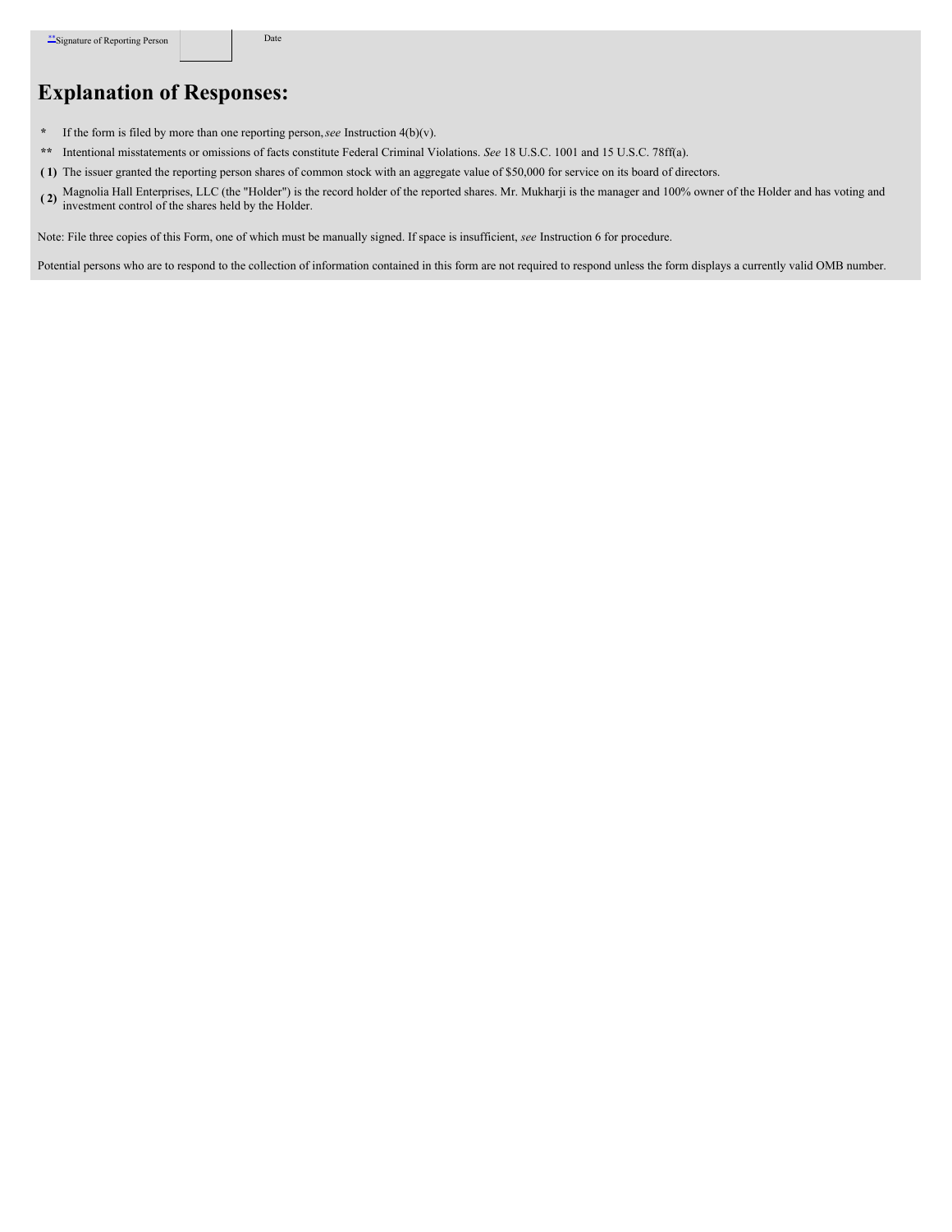| **Signature of Reporting Person | Date |
| --- | --- |

## Explanation of Responses:

- \* If the form is filed by more than one reporting person, *see* Instruction 4(b)(v).
- \** Intentional misstatements or omissions of facts constitute Federal Criminal Violations. *See* 18 U.S.C. 1001 and 15 U.S.C. 78ff(a).
- **( 1)** The issuer granted the reporting person shares of common stock with an aggregate value of $50,000 for service on its board of directors.
- **( 2)** Magnolia Hall Enterprises, LLC (the "Holder") is the record holder of the reported shares. Mr. Mukharji is the manager and 100% owner of the Holder and has voting and investment control of the shares held by the Holder.

Note: File three copies of this Form, one of which must be manually signed. If space is insufficient, *see* Instruction 6 for procedure.

Potential persons who are to respond to the collection of information contained in this form are not required to respond unless the form displays a currently valid OMB number.